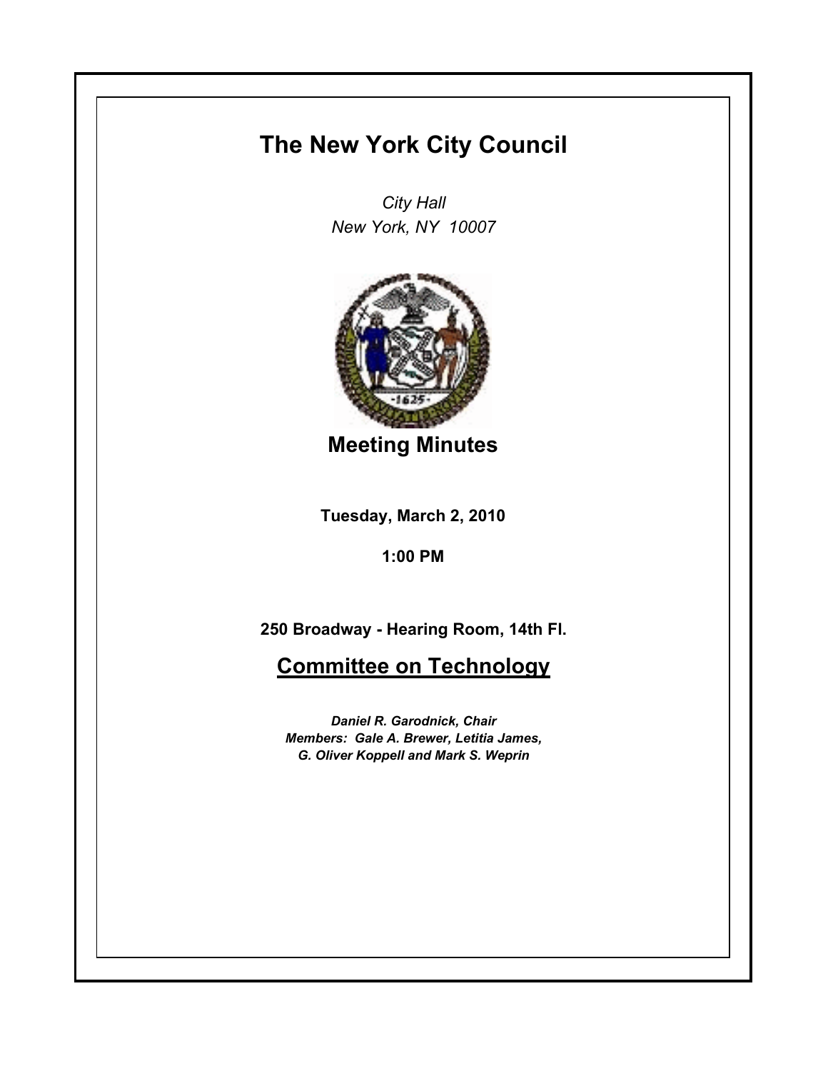# The New York City Council

*City Hall*
*New York, NY 10007*

## Meeting Minutes

**Tuesday, March 2, 2010**

**1:00 PM**

**250 Broadway - Hearing Room, 14th Fl.**

## Committee on Technology

***Daniel R. Garodnick, Chair***
***Members: Gale A. Brewer, Letitia James,***
***G. Oliver Koppell and Mark S. Weprin***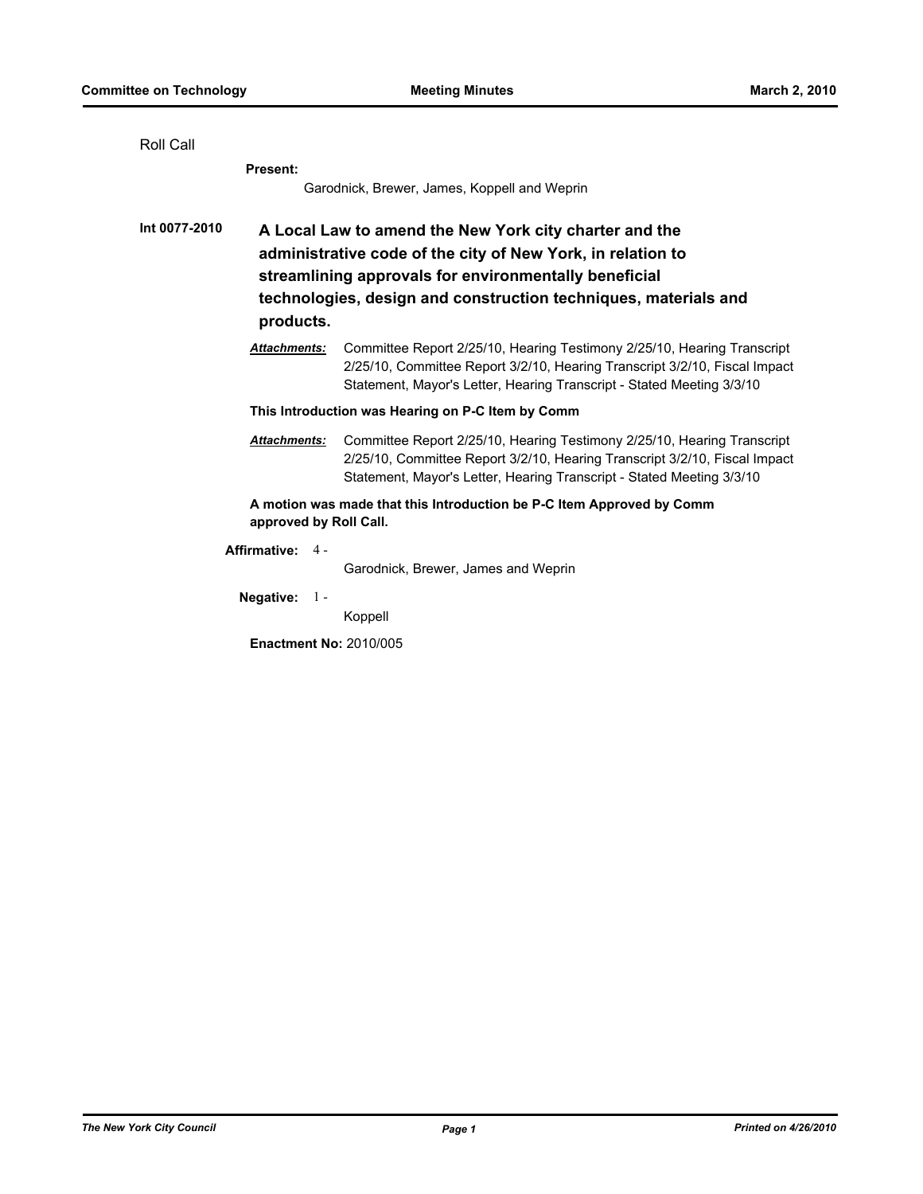Roll Call

**Present:**

Garodnick, Brewer, James, Koppell and Weprin

**Int 0077-2010** **A Local Law to amend the New York city charter and the administrative code of the city of New York, in relation to streamlining approvals for environmentally beneficial technologies, design and construction techniques, materials and products.**

***Attachments:*** Committee Report 2/25/10, Hearing Testimony 2/25/10, Hearing Transcript 2/25/10, Committee Report 3/2/10, Hearing Transcript 3/2/10, Fiscal Impact Statement, Mayor's Letter, Hearing Transcript - Stated Meeting 3/3/10

**This Introduction was Hearing on P-C Item by Comm**

***Attachments:*** Committee Report 2/25/10, Hearing Testimony 2/25/10, Hearing Transcript 2/25/10, Committee Report 3/2/10, Hearing Transcript 3/2/10, Fiscal Impact Statement, Mayor's Letter, Hearing Transcript - Stated Meeting 3/3/10

**A motion was made that this Introduction be P-C Item Approved by Comm approved by Roll Call.**

**Affirmative:** 4 -

Garodnick, Brewer, James and Weprin

**Negative:** 1 -

Koppell

**Enactment No:** 2010/005